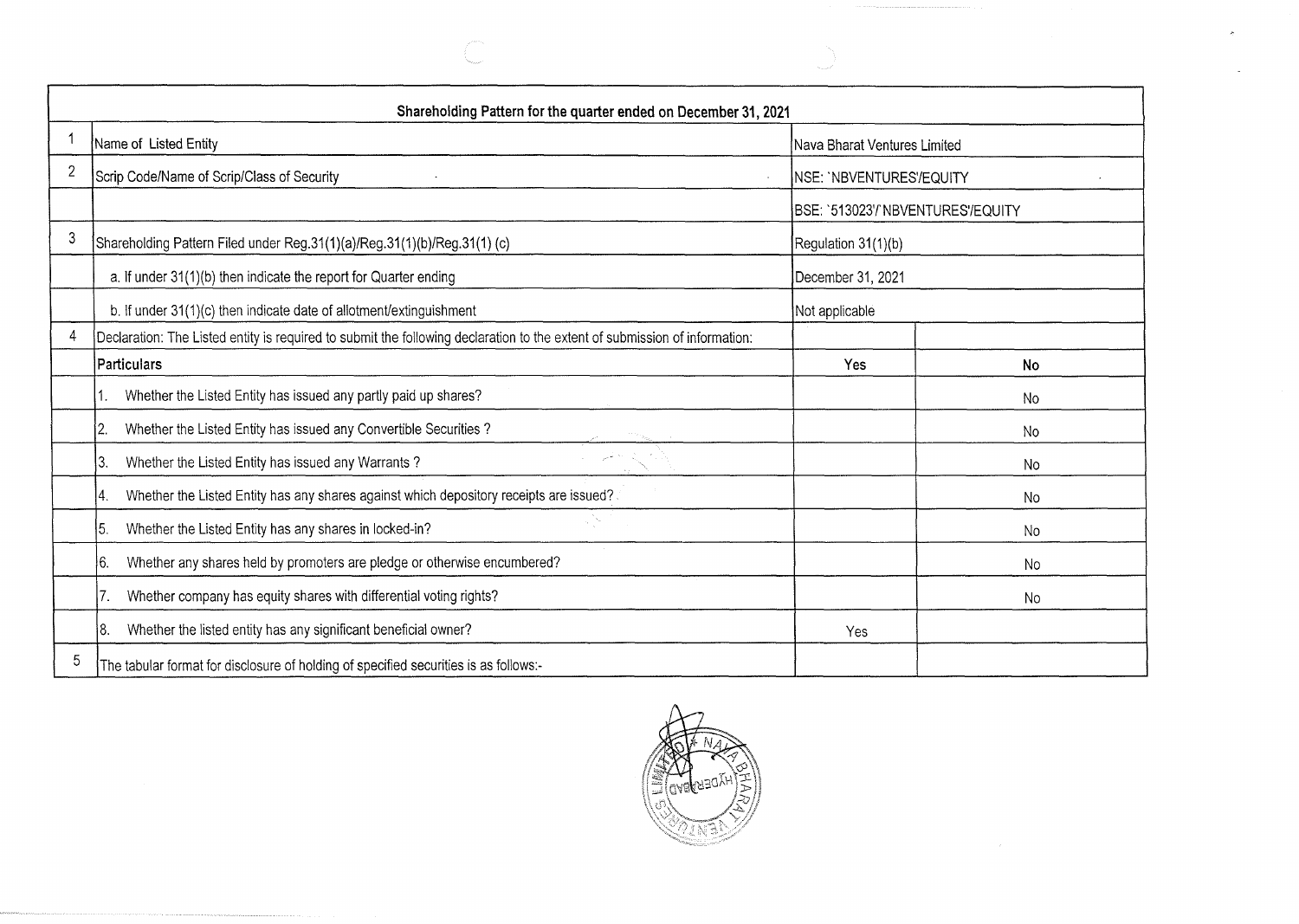| Shareholding Pattern for the quarter ended on December 31, 2021 | | | |
|---|---|---|---|
| 1 | Name of Listed Entity | Nava Bharat Ventures Limited | |
| 2 | Scrip Code/Name of Scrip/Class of Security | NSE: 'NBVENTURES'/EQUITY | |
| | | BSE: '513023'/' NBVENTURES'/EQUITY | |
| 3 | Shareholding Pattern Filed under Reg.31(1)(a)/Reg.31(1)(b)/Reg.31(1) (c) | Regulation 31(1)(b) | |
| | a. If under 31(1)(b) then indicate the report for Quarter ending | December 31, 2021 | |
| | b. If under 31(1)(c) then indicate date of allotment/extinguishment | Not applicable | |
| 4 | Declaration: The Listed entity is required to submit the following declaration to the extent of submission of information: | | |
| | **Particulars** | **Yes** | **No** |
| | 1. Whether the Listed Entity has issued any partly paid up shares? | | No |
| | 2. Whether the Listed Entity has issued any Convertible Securities ? | | No |
| | 3. Whether the Listed Entity has issued any Warrants ? | | No |
| | 4. Whether the Listed Entity has any shares against which depository receipts are issued? | | No |
| | 5. Whether the Listed Entity has any shares in locked-in? | | No |
| | 6. Whether any shares held by promoters are pledge or otherwise encumbered? | | No |
| | 7. Whether company has equity shares with differential voting rights? | | No |
| | 8. Whether the listed entity has any significant beneficial owner? | Yes | |
| 5 | The tabular format for disclosure of holding of specified securities is as follows:- | | |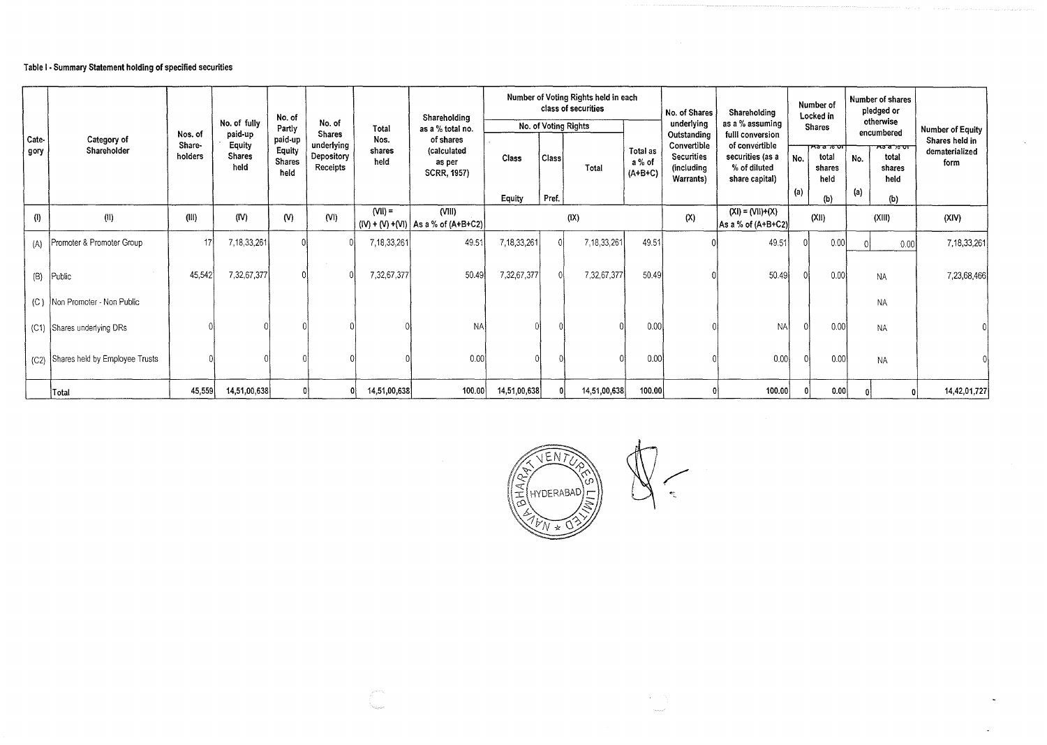**Table I - Summary Statement holding of specified securities**

| Category | Category of Shareholder | Nos. of Share-holders | No. of fully paid-up Equity Shares held | No. of Partly paid-up Equity Shares held | No. of Shares underlying Depository Receipts | Total Nos. shares held | Shareholding as a % total no. of shares (calculated as per SCRR, 1957) | Number of Voting Rights held in each class of securities | | | | No. of Shares underlying Outstanding Convertible Securities (including Warrants) | Shareholding as a % assuming fulll conversion of convertible securities (as a % of diluted share capital) | Number of Locked in Shares | | Number of shares pledged or otherwise encumbered | | Number of Equity Shares held in dematerialized form |
|---|---|---|---|---|---|---|---|---|---|---|---|---|---|---|---|---|---|---|
| | | | | | | | | No. of Voting Rights | | | Total as a % of (A+B+C) | | | No. (a) | As a % of total shares held (b) | No. (a) | As a % of total shares held (b) | |
| | | | | | | | | Class Equity | Class Pref. | Total | | | | | | | | |
| (I) | (II) | (III) | (IV) | (V) | (VI) | (VII) = (IV) + (V) +(VI) | (VIII) As a % of (A+B+C2) | (IX) | | | | (X) | (XI) = (VII)+(X) As a % of (A+B+C2) | (XII) | | (XIII) | | (XIV) |
| (A) | Promoter & Promoter Group | 17 | 7,18,33,261 | 0 | 0 | 7,18,33,261 | 49.51 | 7,18,33,261 | 0 | 7,18,33,261 | 49.51 | 0 | 49.51 | 0 | 0.00 | 0 | 0.00 | 7,18,33,261 |
| (B) | Public | 45,542 | 7,32,67,377 | 0 | 0 | 7,32,67,377 | 50.49 | 7,32,67,377 | 0 | 7,32,67,377 | 50.49 | 0 | 50.49 | 0 | 0.00 | NA | | 7,23,68,466 |
| (C) | Non Promoter - Non Public | | | | | | | | | | | | | | | NA | | |
| (C1) | Shares underlying DRs | 0 | 0 | 0 | 0 | 0 | NA | 0 | 0 | 0 | 0.00 | 0 | NA | 0 | 0.00 | NA | | 0 |
| (C2) | Shares held by Employee Trusts | 0 | 0 | 0 | 0 | 0 | 0.00 | 0 | 0 | 0 | 0.00 | 0 | 0.00 | 0 | 0.00 | NA | | 0 |
| | Total | 45,559 | 14,51,00,638 | 0 | 0 | 14,51,00,638 | 100.00 | 14,51,00,638 | 0 | 14,51,00,638 | 100.00 | 0 | 100.00 | 0 | 0.00 | 0 | 0 | 14,42,01,727 |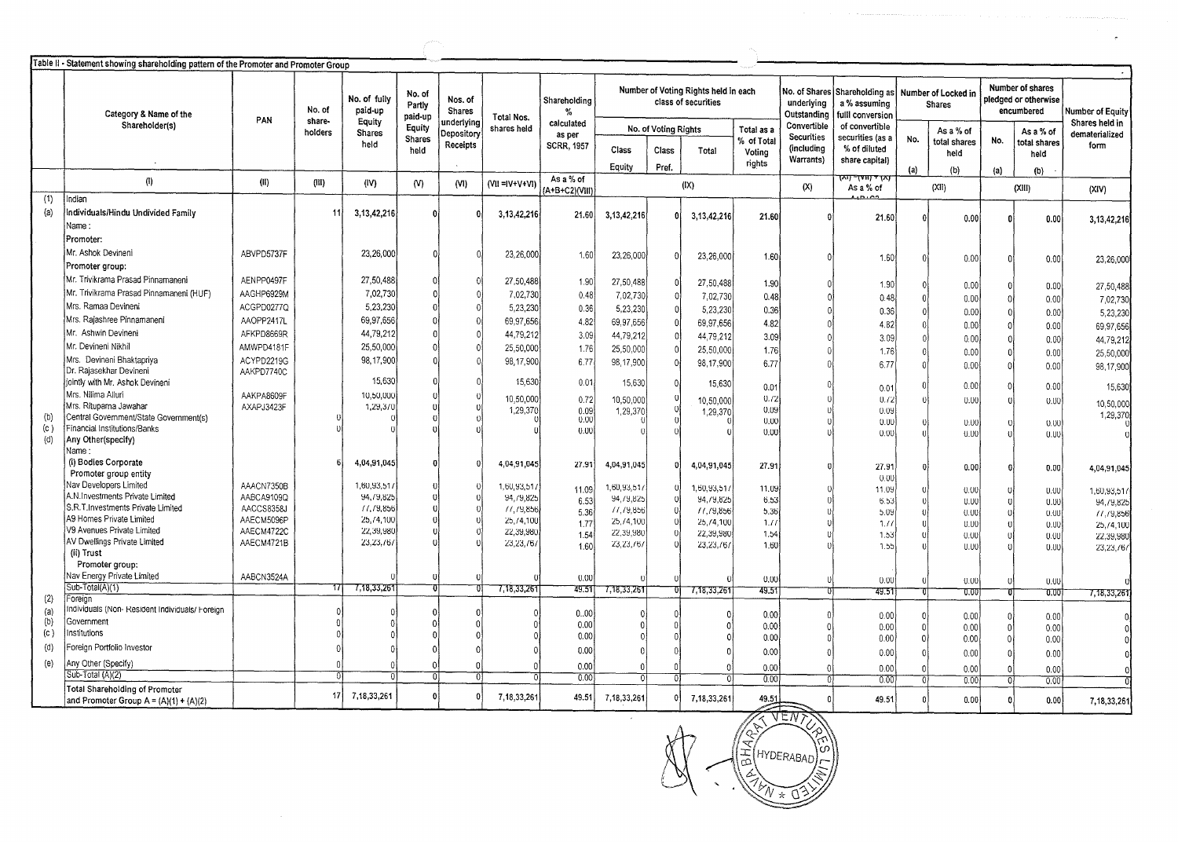Table II - Statement showing shareholding pattern of the Promoter and Promoter Group

| | Category & Name of the Shareholder(s) | PAN | No. of share-holders | No. of fully paid-up Equity Shares held | No. of Partly paid-up Equity Shares held | Nos. of Shares underlying Depository Receipts | Total Nos. shares held | Shareholding % calculated as per SCRR, 1957 | Number of Voting Rights held in each class of securities | | | | No. of Shares underlying Outstanding Convertible Securities (including Warrants) | Shareholding as a % assuming fulll conversion of convertible securities (as a % of diluted share capital) | Number of Locked in Shares | | Number of shares pledged or otherwise encumbered | | Number of Equity Shares held in dematerialized form |
|---|---|---|---|---|---|---|---|---|---|---|---|---|---|---|---|---|---|---|---|
| | | | | | | | | | No. of Voting Rights | | | Total as a % of Total Voting rights | | | No. | As a % of total shares held | No. | As a % of total shares held | |
| | | | | | | | | | Class Equity | Class Pref. | Total | | | | (a) | (b) | (a) | (b) | |
| | (I) | (II) | (III) | (IV) | (V) | (VI) | (VII =IV+V+VI) | As a % of (A+B+C2)(VIII) | (IX) | | | | (X) | (XI) = (VII) + (X) As a % of A+B+C2 | (XII) | | (XIII) | | (XIV) |
| (1) | Indian | | | | | | | | | | | | | | | | | | |
| (a) | Individuals/Hindu Undivided Family | | 11 | 3,13,42,216 | 0 | 0 | 3,13,42,216 | 21.60 | 3,13,42,216 | 0 | 3,13,42,216 | 21.60 | 0 | 21.60 | 0 | 0.00 | 0 | 0.00 | 3,13,42,216 |
| | Name : | | | | | | | | | | | | | | | | | | |
| | Promoter: | | | | | | | | | | | | | | | | | | |
| | Mr. Ashok Devineni | ABVPD5737F | | 23,26,000 | 0 | 0 | 23,26,000 | 1.60 | 23,26,000 | 0 | 23,26,000 | 1.60 | 0 | 1.60 | 0 | 0.00 | 0 | 0.00 | 23,26,000 |
| | Promoter group: | | | | | | | | | | | | | | | | | | |
| | Mr. Trivikrama Prasad Pinnamaneni | AENPP0497F | | 27,50,488 | 0 | 0 | 27,50,488 | 1.90 | 27,50,488 | 0 | 27,50,488 | 1.90 | 0 | 1.90 | 0 | 0.00 | 0 | 0.00 | 27,50,488 |
| | Mr. Trivikrama Prasad Pinnamaneni (HUF) | AAGHP6929M | | 7,02,730 | 0 | 0 | 7,02,730 | 0.48 | 7,02,730 | 0 | 7,02,730 | 0.48 | 0 | 0.48 | 0 | 0.00 | 0 | 0.00 | 7,02,730 |
| | Mrs. Ramaa Devineni | ACGPD0277Q | | 5,23,230 | 0 | 0 | 5,23,230 | 0.36 | 5,23,230 | 0 | 5,23,230 | 0.36 | 0 | 0.36 | 0 | 0.00 | 0 | 0.00 | 5,23,230 |
| | Mrs. Rajashree Pinnamaneni | AAOPP2417L | | 69,97,656 | 0 | 0 | 69,97,656 | 4.82 | 69,97,656 | 0 | 69,97,656 | 4.82 | 0 | 4.82 | 0 | 0.00 | 0 | 0.00 | 69,97,656 |
| | Mr. Ashwin Devineni | AFKPD8669R | | 44,79,212 | 0 | 0 | 44,79,212 | 3.09 | 44,79,212 | 0 | 44,79,212 | 3.09 | 0 | 3.09 | 0 | 0.00 | 0 | 0.00 | 44,79,212 |
| | Mr. Devineni Nikhil | AMWPD4181F | | 25,50,000 | 0 | 0 | 25,50,000 | 1.76 | 25,50,000 | 0 | 25,50,000 | 1.76 | 0 | 1.76 | 0 | 0.00 | 0 | 0.00 | 25,50,000 |
| | Mrs. Devineni Bhaktapriya | ACYPD2219G | | 98,17,900 | 0 | 0 | 98,17,900 | 6.77 | 98,17,900 | 0 | 98,17,900 | 6.77 | 0 | 6.77 | 0 | 0.00 | 0 | 0.00 | 98,17,900 |
| | Dr. Rajasekhar Devineni jointly with Mr. Ashok Devineni | AAKPD7740C | | 15,630 | 0 | 0 | 15,630 | 0.01 | 15,630 | 0 | 15,630 | 0.01 | 0 | 0.01 | 0 | 0.00 | 0 | 0.00 | 15,630 |
| | Mrs. Nilima Alluri | AAKPA8609F | | 10,50,000 | 0 | 0 | 10,50,000 | 0.72 | 10,50,000 | 0 | 10,50,000 | 0.72 | 0 | 0.72 | 0 | 0.00 | 0 | 0.00 | 10,50,000 |
| | Mrs. Rituparna Jawahar | AXAPJ3423F | | 1,29,370 | 0 | 0 | 1,29,370 | 0.09 | 1,29,370 | 0 | 1,29,370 | 0.09 | 0 | 0.09 | | | | | 1,29,370 |
| (b) | Central Government/State Government(s) | | 0 | 0 | 0 | 0 | 0 | 0.00 | 0 | 0 | 0 | 0.00 | 0 | 0.00 | 0 | 0.00 | 0 | 0.00 | 0 |
| (c) | Financial Institutions/Banks | | 0 | 0 | 0 | 0 | 0 | 0.00 | 0 | 0 | 0 | 0.00 | 0 | 0.00 | 0 | 0.00 | 0 | 0.00 | 0 |
| (d) | Any Other(specify) | | | | | | | | | | | | | | | | | | |
| | Name : | | | | | | | | | | | | | | | | | | |
| | (i) Bodies Corporate | | 6 | 4,04,91,045 | 0 | 0 | 4,04,91,045 | 27.91 | 4,04,91,045 | 0 | 4,04,91,045 | 27.91 | 0 | 27.91 | 0 | 0.00 | 0 | 0.00 | 4,04,91,045 |
| | Promoter group entity | | | | | | | | | | | | | 0.00 | | | | | |
| | Nav Developers Limited | AAACN7350B | | 1,60,93,517 | 0 | 0 | 1,60,93,517 | 11.09 | 1,60,93,517 | 0 | 1,60,93,517 | 11.09 | 0 | 11.09 | 0 | 0.00 | 0 | 0.00 | 1,60,93,517 |
| | A.N.Investments Private Limited | AABCA9109Q | | 94,79,825 | 0 | 0 | 94,79,825 | 6.53 | 94,79,825 | 0 | 94,79,825 | 6.53 | 0 | 6.53 | 0 | 0.00 | 0 | 0.00 | 94,79,825 |
| | S.R.T.Investments Private Limited | AACCS8358J | | 77,79,856 | 0 | 0 | 77,79,856 | 5.36 | 77,79,856 | 0 | 77,79,856 | 5.36 | 0 | 5.09 | 0 | 0.00 | 0 | 0.00 | 77,79,856 |
| | A9 Homes Private Limited | AAECM5096P | | 25,74,100 | 0 | 0 | 25,74,100 | 1.77 | 25,74,100 | 0 | 25,74,100 | 1.77 | 0 | 1.77 | 0 | 0.00 | 0 | 0.00 | 25,74,100 |
| | V9 Avenues Private Limited | AAECM4722C | | 22,39,980 | 0 | 0 | 22,39,980 | 1.54 | 22,39,980 | 0 | 22,39,980 | 1.54 | 0 | 1.53 | 0 | 0.00 | 0 | 0.00 | 22,39,980 |
| | AV Dwellings Private Limited | AAECM4721B | | 23,23,767 | 0 | 0 | 23,23,767 | 1.60 | 23,23,767 | 0 | 23,23,767 | 1.60 | 0 | 1.55 | 0 | 0.00 | 0 | 0.00 | 23,23,767 |
| | (ii) Trust | | | | | | | | | | | | | | | | | | |
| | Promoter group: | | | | | | | | | | | | | | | | | | |
| | Nav Energy Private Limited | AABCN3524A | | 0 | 0 | 0 | 0 | 0.00 | 0 | 0 | 0 | 0.00 | | 0.00 | 0 | 0.00 | 0 | 0.00 | |
| | Sub-Total(A)(1) | | 17 | 7,18,33,261 | 0 | 0 | 7,18,33,261 | 49.51 | 7,18,33,261 | 0 | 7,18,33,261 | 49.51 | 0 | 49.51 | 0 | 0.00 | 0 | 0.00 | 7,18,33,261 |
| (2) | Foreign | | | | | | | | | | | | | | | | | | |
| (a) | Individuals (Non- Resident Individuals/ Foreign | | 0 | 0 | 0 | 0 | 0 | 0.00 | 0 | 0 | 0 | 0.00 | 0 | 0.00 | 0 | 0.00 | 0 | 0.00 | 0 |
| (b) | Government | | 0 | 0 | 0 | 0 | 0 | 0.00 | 0 | 0 | 0 | 0.00 | 0 | 0.00 | 0 | 0.00 | 0 | 0.00 | 0 |
| (c) | Institutions | | 0 | 0 | 0 | 0 | 0 | 0.00 | 0 | 0 | 0 | 0.00 | 0 | 0.00 | 0 | 0.00 | 0 | 0.00 | 0 |
| (d) | Foreign Portfolio Investor | | 0 | 0 | 0 | 0 | 0 | 0.00 | 0 | 0 | 0 | 0.00 | 0 | 0.00 | 0 | 0.00 | 0 | 0.00 | 0 |
| (e) | Any Other (Specify) | | 0 | 0 | 0 | 0 | 0 | 0.00 | 0 | 0 | 0 | 0.00 | 0 | 0.00 | 0 | 0.00 | 0 | 0.00 | 0 |
| | Sub-Total (A)(2) | | 0 | 0 | 0 | 0 | 0 | 0.00 | 0 | 0 | 0 | 0.00 | 0 | 0.00 | 0 | 0.00 | 0 | 0.00 | 0 |
| | Total Shareholding of Promoter and Promoter Group A = (A)(1) + (A)(2) | | 17 | 7,18,33,261 | 0 | 0 | 7,18,33,261 | 49.51 | 7,18,33,261 | 0 | 7,18,33,261 | 49.51 | 0 | 49.51 | 0 | 0.00 | 0 | 0.00 | 7,18,33,261 |

NAVA BHARAT VENTURES LIMITED HYDERABAD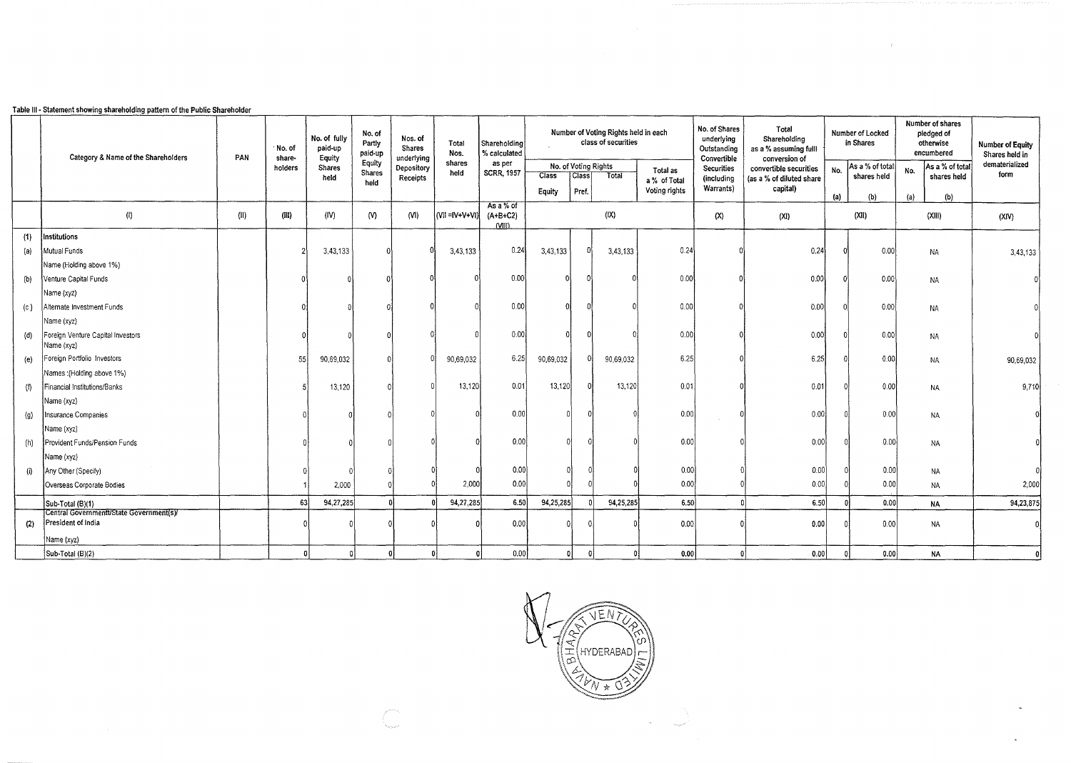Table III - Statement showing shareholding pattern of the Public Shareholder

| | Category & Name of the Shareholders | PAN | No. of share-holders | No. of fully paid-up Equity Shares held | No. of Partly paid-up Equity Shares held | Nos. of Shares underlying Depository Receipts | Total Nos. shares held | Shareholding % calculated as per SCRR, 1957 | Number of Voting Rights held in each class of securities | | | | No. of Shares underlying Outstanding Convertible Securities (including Warrants) | Total Shareholding as a % assuming full conversion of convertible securities (as a % of diluted share capital) | Number of Locked in Shares | | Number of shares pledged of otherwise encumbered | | Number of Equity Shares held in dematerialized form |
|---|---|---|---|---|---|---|---|---|---|---|---|---|---|---|---|---|---|---|---|
| | | | | | | | | | No. of Voting Rights | | | Total as a % of Total Voting rights | | | No. | As a % of total shares held | No. | As a % of total shares held | |
| | | | | | | | | | Class Equity | Class Pref. | Total | | | | (a) | (b) | (a) | (b) | |
| | (I) | (II) | (III) | (IV) | (V) | (VI) | (VII =IV+V+VI) | As a % of (A+B+C2) (VIII) | (IX) | | | | (X) | (XI) | (XII) | | (XIII) | | (XIV) |
| (1) | Institutions | | | | | | | | | | | | | | | | | | |
| (a) | Mutual Funds | | 2 | 3,43,133 | 0 | 0 | 3,43,133 | 0.24 | 3,43,133 | 0 | 3,43,133 | 0.24 | 0 | 0.24 | 0 | 0.00 | | NA | 3,43,133 |
| | Name (Holding above 1%) | | | | | | | | | | | | | | | | | | |
| (b) | Venture Capital Funds | | 0 | 0 | 0 | 0 | 0 | 0.00 | 0 | 0 | 0 | 0.00 | 0 | 0.00 | 0 | 0.00 | | NA | 0 |
| | Name (xyz) | | | | | | | | | | | | | | | | | | |
| (c) | Alternate Investment Funds | | 0 | 0 | 0 | 0 | 0 | 0.00 | 0 | 0 | 0 | 0.00 | 0 | 0.00 | 0 | 0.00 | | NA | 0 |
| | Name (xyz) | | | | | | | | | | | | | | | | | | |
| (d) | Foreign Venture Capital Investors Name (xyz) | | 0 | 0 | 0 | 0 | 0 | 0.00 | 0 | 0 | 0 | 0.00 | 0 | 0.00 | 0 | 0.00 | | NA | 0 |
| (e) | Foreign Portfolio Investors | | 55 | 90,69,032 | 0 | 0 | 90,69,032 | 6.25 | 90,69,032 | 0 | 90,69,032 | 6.25 | 0 | 6.25 | 0 | 0.00 | | NA | 90,69,032 |
| | Names :(Holding above 1%) | | | | | | | | | | | | | | | | | | |
| (f) | Financial Institutions/Banks | | 5 | 13,120 | 0 | 0 | 13,120 | 0.01 | 13,120 | 0 | 13,120 | 0.01 | 0 | 0.01 | 0 | 0.00 | | NA | 9,710 |
| | Name (xyz) | | | | | | | | | | | | | | | | | | |
| (g) | Insurance Companies | | 0 | 0 | 0 | 0 | 0 | 0.00 | 0 | 0 | 0 | 0.00 | 0 | 0.00 | 0 | 0.00 | | NA | 0 |
| | Name (xyz) | | | | | | | | | | | | | | | | | | |
| (h) | Provident Funds/Pension Funds | | 0 | 0 | 0 | 0 | 0 | 0.00 | 0 | 0 | 0 | 0.00 | 0 | 0.00 | 0 | 0.00 | | NA | 0 |
| | Name (xyz) | | | | | | | | | | | | | | | | | | |
| (i) | Any Other (Specify) | | 0 | 0 | 0 | 0 | 0 | 0.00 | 0 | 0 | 0 | 0.00 | 0 | 0.00 | 0 | 0.00 | | NA | 0 |
| | Overseas Corporate Bodies | | 1 | 2,000 | 0 | 0 | 2,000 | 0.00 | 0 | 0 | 0 | 0.00 | 0 | 0.00 | 0 | 0.00 | | NA | 2,000 |
| | Sub-Total (B)(1) | | 63 | 94,27,285 | 0 | 0 | 94,27,285 | 6.50 | 94,25,285 | 0 | 94,25,285 | 6.50 | 0 | 6.50 | 0 | 0.00 | | NA | 94,23,875 |
| (2) | Central Government/State Government(s)/ President of India | | 0 | 0 | 0 | 0 | 0 | 0.00 | 0 | 0 | 0 | 0.00 | 0 | 0.00 | 0 | 0.00 | | NA | 0 |
| | Name (xyz) | | | | | | | | | | | | | | | | | | |
| | Sub-Total (B)(2) | | 0 | 0 | 0 | 0 | 0 | 0.00 | 0 | 0 | 0 | 0.00 | 0 | 0.00 | 0 | 0.00 | | NA | 0 |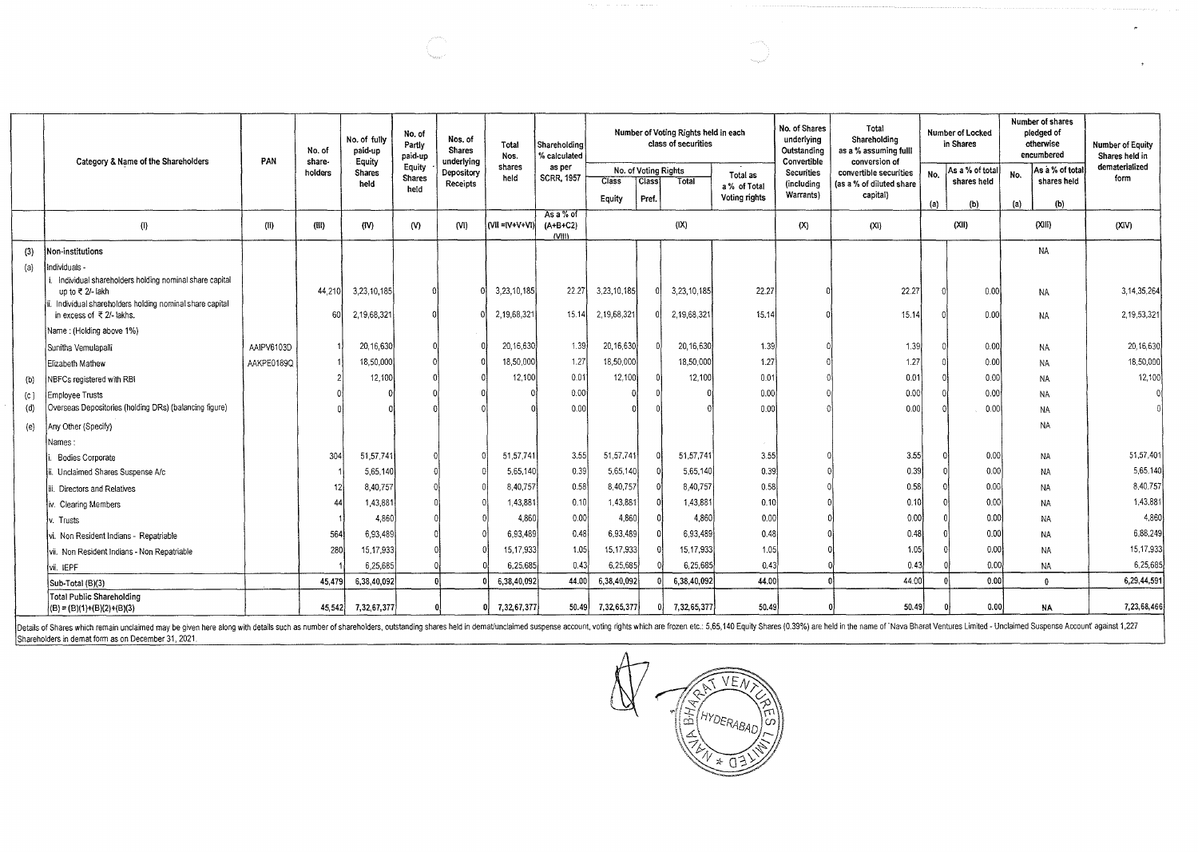| | Category & Name of the Shareholders | PAN | No. of share-holders | No. of fully paid-up Equity Shares held | No. of Partly paid-up Equity Shares held | Nos. of Shares underlying Depository Receipts | Total Nos. shares held | Shareholding % calculated as per SCRR, 1957 | Number of Voting Rights held in each class of securities | | | | No. of Shares underlying Outstanding Convertible Securities (including Warrants) | Total Shareholding as a % assuming fulll conversion of convertible securities (as a % of diluted share capital) | Number of Locked in Shares | | Number of shares pledged of otherwise encumbered | | Number of Equity Shares held in dematerialized form |
|---|---|---|---|---|---|---|---|---|---|---|---|---|---|---|---|---|---|---|---|
| | | | | | | | | | No. of Voting Rights | | | Total as a % of Total Voting rights | | | No. | As a % of total shares held | No. | As a % of total shares held | |
| | | | | | | | | | Class Equity | Class Pref. | Total | | | | (a) | (b) | (a) | (b) | |
| | (I) | (II) | (III) | (IV) | (V) | (VI) | (VII =IV+V+VI) | As a % of (A+B+C2) (VIII) | (IX) | | | | (X) | (XI) | (XII) | | (XIII) | | (XIV) |
| (3) | Non-institutions | | | | | | | | | | | | | | | | NA | | |
| (a) | Individuals - | | | | | | | | | | | | | | | | | | |
| | i. Individual shareholders holding nominal share capital up to ₹ 2/- lakh | | 44,210 | 3,23,10,185 | 0 | 0 | 3,23,10,185 | 22.27 | 3,23,10,185 | 0 | 3,23,10,185 | 22.27 | 0 | 22.27 | 0 | 0.00 | NA | | 3,14,35,264 |
| | ii. Individual shareholders holding nominal share capital in excess of ₹ 2/- lakhs. | | 60 | 2,19,68,321 | 0 | 0 | 2,19,68,321 | 15.14 | 2,19,68,321 | 0 | 2,19,68,321 | 15.14 | 0 | 15.14 | 0 | 0.00 | NA | | 2,19,53,321 |
| | Name : (Holding above 1%) | | | | | | | | | | | | | | | | | | |
| | Sunitha Vemulapalli | AAIPV6103D | 1 | 20,16,630 | 0 | 0 | 20,16,630 | 1.39 | 20,16,630 | 0 | 20,16,630 | 1.39 | 0 | 1.39 | 0 | 0.00 | NA | | 20,16,630 |
| | Elizabeth Mathew | AAKPE0189Q | 1 | 18,50,000 | 0 | 0 | 18,50,000 | 1.27 | 18,50,000 | 0 | 18,50,000 | 1.27 | 0 | 1.27 | 0 | 0.00 | NA | | 18,50,000 |
| (b) | NBFCs registered with RBI | | 2 | 12,100 | 0 | 0 | 12,100 | 0.01 | 12,100 | 0 | 12,100 | 0.01 | 0 | 0.01 | 0 | 0.00 | NA | | 12,100 |
| (c) | Employee Trusts | | 0 | 0 | 0 | 0 | 0 | 0.00 | 0 | 0 | 0 | 0.00 | 0 | 0.00 | 0 | 0.00 | NA | | 0 |
| (d) | Overseas Depositories (holding DRs) (balancing figure) | | 0 | 0 | 0 | 0 | 0 | 0.00 | 0 | 0 | 0 | 0.00 | 0 | 0.00 | 0 | 0.00 | NA | | 0 |
| (e) | Any Other (Specify) | | | | | | | | | | | | | | | | NA | | |
| | Names : | | | | | | | | | | | | | | | | | | |
| | i. Bodies Corporate | | 304 | 51,57,741 | 0 | 0 | 51,57,741 | 3.55 | 51,57,741 | 0 | 51,57,741 | 3.55 | 0 | 3.55 | 0 | 0.00 | NA | | 51,57,401 |
| | ii. Unclaimed Shares Suspense A/c | | 1 | 5,65,140 | 0 | 0 | 5,65,140 | 0.39 | 5,65,140 | 0 | 5,65,140 | 0.39 | 0 | 0.39 | 0 | 0.00 | NA | | 5,65,140 |
| | iii. Directors and Relatives | | 12 | 8,40,757 | 0 | 0 | 8,40,757 | 0.58 | 8,40,757 | 0 | 8,40,757 | 0.58 | 0 | 0.58 | 0 | 0.00 | NA | | 8,40,757 |
| | iv. Clearing Members | | 44 | 1,43,881 | 0 | 0 | 1,43,881 | 0.10 | 1,43,881 | 0 | 1,43,881 | 0.10 | 0 | 0.10 | 0 | 0.00 | NA | | 1,43,881 |
| | v. Trusts | | 1 | 4,860 | 0 | 0 | 4,860 | 0.00 | 4,860 | 0 | 4,860 | 0.00 | 0 | 0.00 | 0 | 0.00 | NA | | 4,860 |
| | vi. Non Resident Indians - Repatriable | | 564 | 6,93,489 | 0 | 0 | 6,93,489 | 0.48 | 6,93,489 | 0 | 6,93,489 | 0.48 | 0 | 0.48 | 0 | 0.00 | NA | | 6,88,249 |
| | vii. Non Resident Indians - Non Repatriable | | 280 | 15,17,933 | 0 | 0 | 15,17,933 | 1.05 | 15,17,933 | 0 | 15,17,933 | 1.05 | 0 | 1.05 | 0 | 0.00 | NA | | 15,17,933 |
| | vii. IEPF | | 1 | 6,25,685 | 0 | 0 | 6,25,685 | 0.43 | 6,25,685 | 0 | 6,25,685 | 0.43 | 0 | 0.43 | 0 | 0.00 | NA | | 6,25,685 |
| | Sub-Total (B)(3) | | 45,479 | 6,38,40,092 | 0 | 0 | 6,38,40,092 | 44.00 | 6,38,40,092 | 0 | 6,38,40,092 | 44.00 | 0 | 44.00 | 0 | 0.00 | 0 | | 6,29,44,591 |
| | Total Public Shareholding (B) = (B)(1)+(B)(2)+(B)(3) | | 45,542 | 7,32,67,377 | 0 | 0 | 7,32,67,377 | 50.49 | 7,32,65,377 | 0 | 7,32,65,377 | 50.49 | 0 | 50.49 | 0 | 0.00 | NA | | 7,23,68,466 |

Details of Shares which remain unclaimed may be given here along with details such as number of shareholders, outstanding shares held in demat/unclaimed suspense account, voting rights which are frozen etc.: 5,65,140 Equity Shares (0.39%) are held in the name of 'Nava Bharat Ventures Limited - Unclaimed Suspense Account' against 1,227 Shareholders in demat form as on December 31, 2021.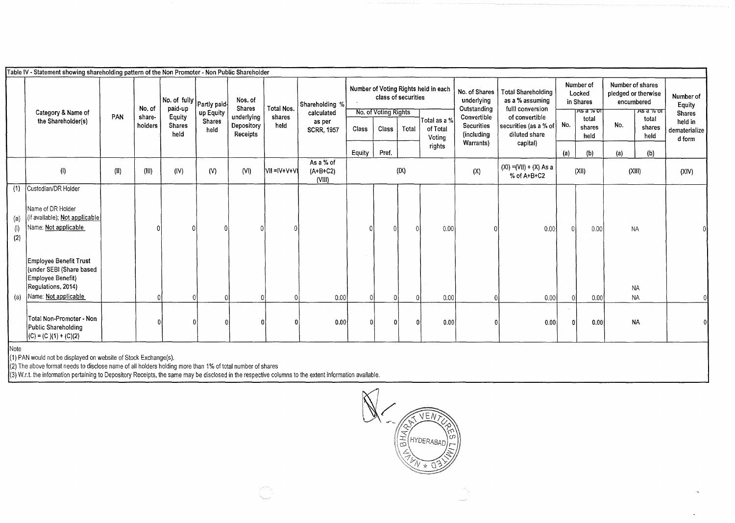Table IV - Statement showing shareholding pattern of the Non Promoter - Non Public Shareholder

| | Category & Name of the Shareholder(s) | PAN | No. of share-holders | No. of fully paid-up Equity Shares held | Partly paid-up Equity Shares held | Nos. of Shares underlying Depository Receipts | Total Nos. shares held | Shareholding % calculated as per SCRR, 1957 | Number of Voting Rights held in each class of securities | | | | No. of Shares underlying Outstanding Convertible Securities (including Warrants) | Total Shareholding as a % assuming fulll conversion of convertible securities (as a % of diluted share capital) | Number of Locked in Shares | | Number of shares pledged or therwise encumbered | | Number of Equity Shares held in dematerialized form |
|---|---|---|---|---|---|---|---|---|---|---|---|---|---|---|---|---|---|---|---|
| | | | | | | | | | No. of Voting Rights | | | Total as a % of Total Voting rights | | | No. | As a % of total shares held | No. | As a % of total shares held | |
| | | | | | | | | | Class Equity | Class Pref. | Total | | | | (a) | (b) | (a) | (b) | |
| | (I) | (II) | (III) | (IV) | (V) | (VI) | VII =IV+V+VI | As a % of (A+B+C2) (VIII) | (IX) | | | | (X) | (XI) =(VII) + (X) As a % of A+B+C2 | (XII) | | (XIII) | | (XIV) |
| (1) | Custodian/DR Holder | | | | | | | | | | | | | | | | | | |
| (a) (i) (2) | Name of DR Holder (if available); Not applicable Name: Not applicable | | 0 | 0 | 0 | 0 | 0 | | 0 | 0 | 0 | 0.00 | 0 | 0.00 | 0 | 0.00 | NA | | 0 |
| | Employee Benefit Trust (under SEBI (Share based Employee Benefit) Regulations, 2014) | | | | | | | | | | | | | | | | NA | | |
| (a) | Name: Not applicable | | 0 | 0 | 0 | 0 | 0 | 0.00 | 0 | 0 | 0 | 0.00 | 0 | 0.00 | 0 | 0.00 | NA | | 0 |
| | Total Non-Promoter - Non Public Shareholding (C) = (C )(1) + (C)(2) | | 0 | 0 | 0 | 0 | 0 | 0.00 | 0 | 0 | 0 | 0.00 | 0 | 0.00 | 0 | 0.00 | NA | | 0 |

Note

(1) PAN would not be displayed on website of Stock Exchange(s).

(2) The above format needs to disclose name of all holders holding more than 1% of total number of shares

(3) W.r.t. the information pertaining to Depository Receipts, the same may be disclosed in the respective columns to the extent information available.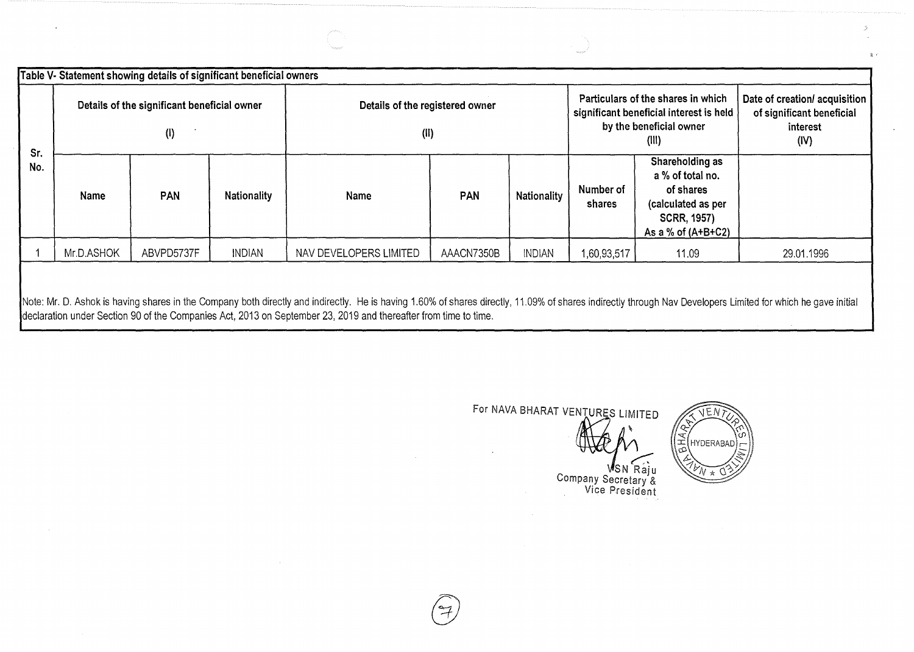## Table V- Statement showing details of significant beneficial owners

| Sr. No. | Details of the significant beneficial owner (I) | | | Details of the registered owner (II) | | | Particulars of the shares in which significant beneficial interest is held by the beneficial owner (III) | | Date of creation/ acquisition of significant beneficial interest (IV) |
|---|---|---|---|---|---|---|---|---|---|
| | Name | PAN | Nationality | Name | PAN | Nationality | Number of shares | Shareholding as a % of total no. of shares (calculated as per SCRR, 1957) As a % of (A+B+C2) | |
| 1 | Mr.D.ASHOK | ABVPD5737F | INDIAN | NAV DEVELOPERS LIMITED | AAACN7350B | INDIAN | 1,60,93,517 | 11.09 | 29.01.1996 |

Note: Mr. D. Ashok is having shares in the Company both directly and indirectly. He is having 1.60% of shares directly, 11.09% of shares indirectly through Nav Developers Limited for which he gave initial declaration under Section 90 of the Companies Act, 2013 on September 23, 2019 and thereafter from time to time.

For NAVA BHARAT VENTURES LIMITED

VSN Raju
Company Secretary &
Vice President